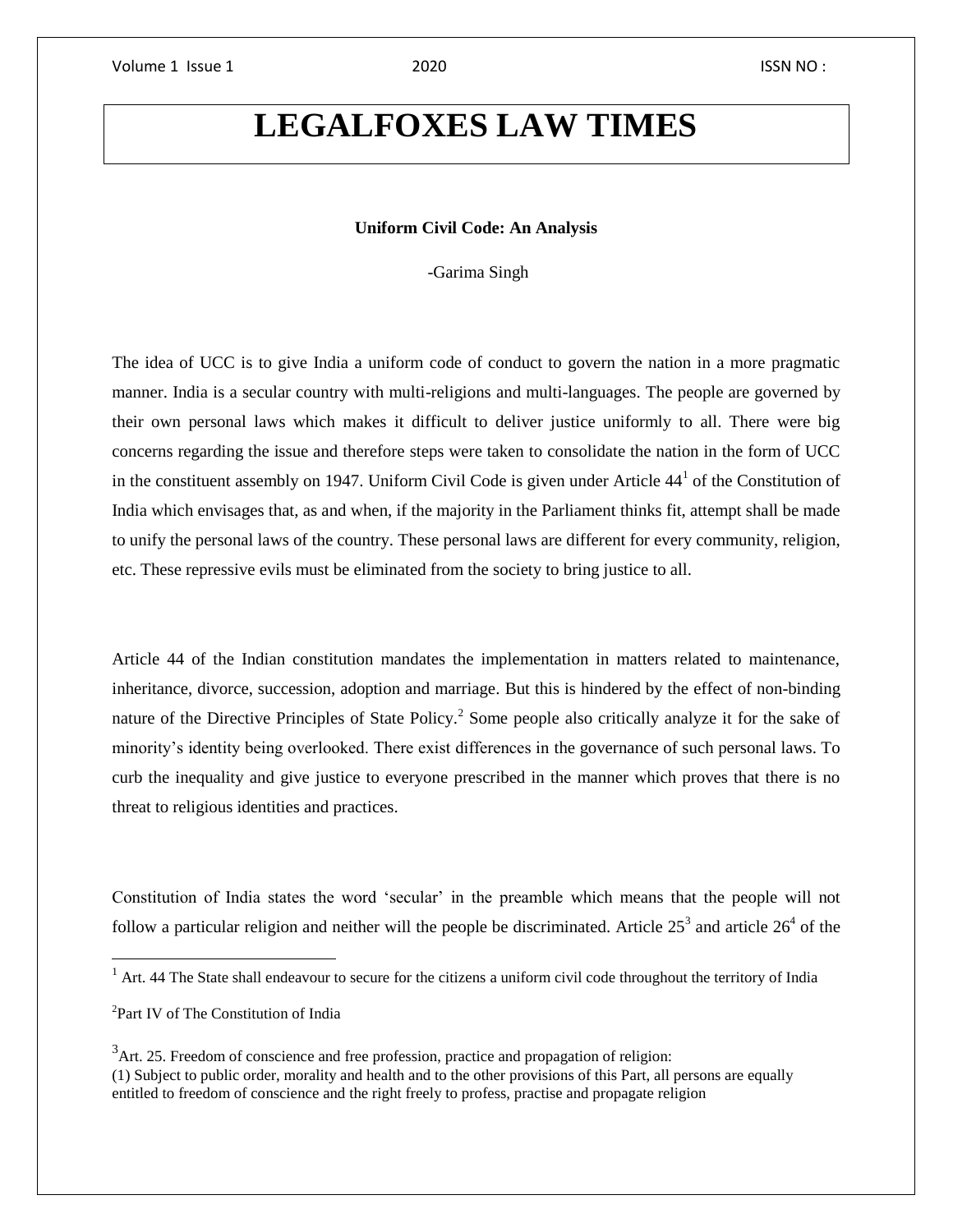# LEGALFOXES LAW TIMES

## Uniform Civil Code: An Analysis

-Garima Singh

The idea of UCC is to give India a uniform code of conduct to govern the nation in a more pragmatic manner. India is a secular country with multi-religions and multi-languages. The people are governed by their own personal laws which makes it difficult to deliver justice uniformly to all. There were big concerns regarding the issue and therefore steps were taken to consolidate the nation in the form of UCC in the constituent assembly on 1947. Uniform Civil Code is given under Article 44[1] of the Constitution of India which envisages that, as and when, if the majority in the Parliament thinks fit, attempt shall be made to unify the personal laws of the country. These personal laws are different for every community, religion, etc. These repressive evils must be eliminated from the society to bring justice to all.

Article 44 of the Indian constitution mandates the implementation in matters related to maintenance, inheritance, divorce, succession, adoption and marriage. But this is hindered by the effect of non-binding nature of the Directive Principles of State Policy.[2] Some people also critically analyze it for the sake of minority's identity being overlooked. There exist differences in the governance of such personal laws. To curb the inequality and give justice to everyone prescribed in the manner which proves that there is no threat to religious identities and practices.

Constitution of India states the word 'secular' in the preamble which means that the people will not follow a particular religion and neither will the people be discriminated. Article 25[3] and article 26[4] of the

---

[1] Art. 44 The State shall endeavour to secure for the citizens a uniform civil code throughout the territory of India

[2] Part IV of The Constitution of India

[3] Art. 25. Freedom of conscience and free profession, practice and propagation of religion:
(1) Subject to public order, morality and health and to the other provisions of this Part, all persons are equally entitled to freedom of conscience and the right freely to profess, practise and propagate religion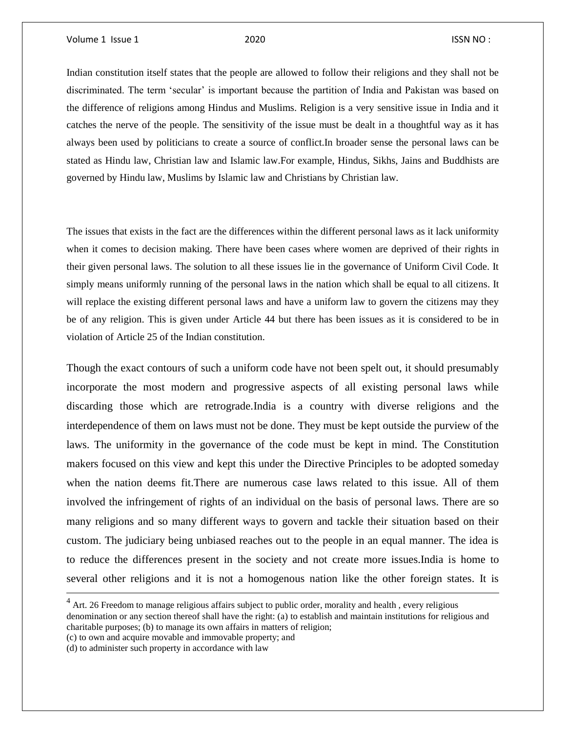Indian constitution itself states that the people are allowed to follow their religions and they shall not be discriminated. The term 'secular' is important because the partition of India and Pakistan was based on the difference of religions among Hindus and Muslims. Religion is a very sensitive issue in India and it catches the nerve of the people. The sensitivity of the issue must be dealt in a thoughtful way as it has always been used by politicians to create a source of conflict.In broader sense the personal laws can be stated as Hindu law, Christian law and Islamic law.For example, Hindus, Sikhs, Jains and Buddhists are governed by Hindu law, Muslims by Islamic law and Christians by Christian law.

The issues that exists in the fact are the differences within the different personal laws as it lack uniformity when it comes to decision making. There have been cases where women are deprived of their rights in their given personal laws. The solution to all these issues lie in the governance of Uniform Civil Code. It simply means uniformly running of the personal laws in the nation which shall be equal to all citizens. It will replace the existing different personal laws and have a uniform law to govern the citizens may they be of any religion. This is given under Article 44 but there has been issues as it is considered to be in violation of Article 25 of the Indian constitution.

Though the exact contours of such a uniform code have not been spelt out, it should presumably incorporate the most modern and progressive aspects of all existing personal laws while discarding those which are retrograde.India is a country with diverse religions and the interdependence of them on laws must not be done. They must be kept outside the purview of the laws. The uniformity in the governance of the code must be kept in mind. The Constitution makers focused on this view and kept this under the Directive Principles to be adopted someday when the nation deems fit.There are numerous case laws related to this issue. All of them involved the infringement of rights of an individual on the basis of personal laws. There are so many religions and so many different ways to govern and tackle their situation based on their custom. The judiciary being unbiased reaches out to the people in an equal manner. The idea is to reduce the differences present in the society and not create more issues.India is home to several other religions and it is not a homogenous nation like the other foreign states. It is

---

[4] Art. 26 Freedom to manage religious affairs subject to public order, morality and health , every religious denomination or any section thereof shall have the right: (a) to establish and maintain institutions for religious and charitable purposes; (b) to manage its own affairs in matters of religion;
(c) to own and acquire movable and immovable property; and
(d) to administer such property in accordance with law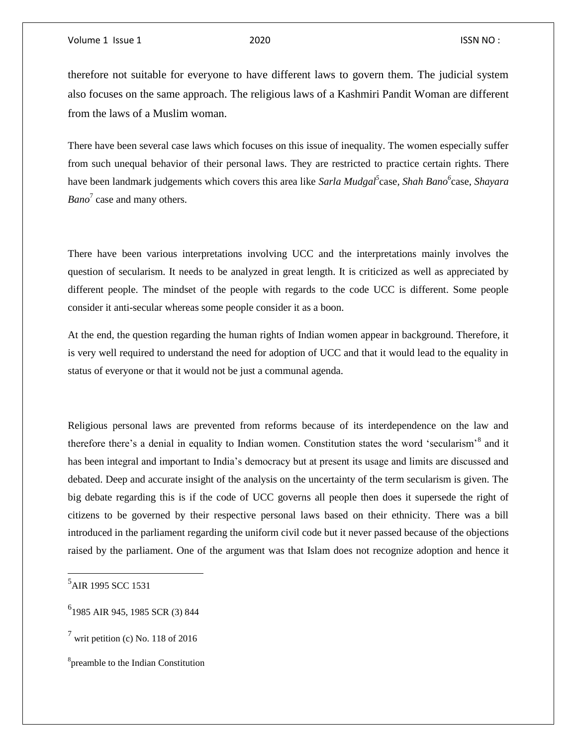therefore not suitable for everyone to have different laws to govern them. The judicial system also focuses on the same approach. The religious laws of a Kashmiri Pandit Woman are different from the laws of a Muslim woman.

There have been several case laws which focuses on this issue of inequality. The women especially suffer from such unequal behavior of their personal laws. They are restricted to practice certain rights. There have been landmark judgements which covers this area like *Sarla Mudgal*[5]case, *Shah Bano*[6]case, *Shayara Bano*[7] case and many others.

There have been various interpretations involving UCC and the interpretations mainly involves the question of secularism. It needs to be analyzed in great length. It is criticized as well as appreciated by different people. The mindset of the people with regards to the code UCC is different. Some people consider it anti-secular whereas some people consider it as a boon.

At the end, the question regarding the human rights of Indian women appear in background. Therefore, it is very well required to understand the need for adoption of UCC and that it would lead to the equality in status of everyone or that it would not be just a communal agenda.

Religious personal laws are prevented from reforms because of its interdependence on the law and therefore there's a denial in equality to Indian women. Constitution states the word 'secularism'[8] and it has been integral and important to India's democracy but at present its usage and limits are discussed and debated. Deep and accurate insight of the analysis on the uncertainty of the term secularism is given. The big debate regarding this is if the code of UCC governs all people then does it supersede the right of citizens to be governed by their respective personal laws based on their ethnicity. There was a bill introduced in the parliament regarding the uniform civil code but it never passed because of the objections raised by the parliament. One of the argument was that Islam does not recognize adoption and hence it

---

[5]AIR 1995 SCC 1531

[6]1985 AIR 945, 1985 SCR (3) 844

[7] writ petition (c) No. 118 of 2016

[8]preamble to the Indian Constitution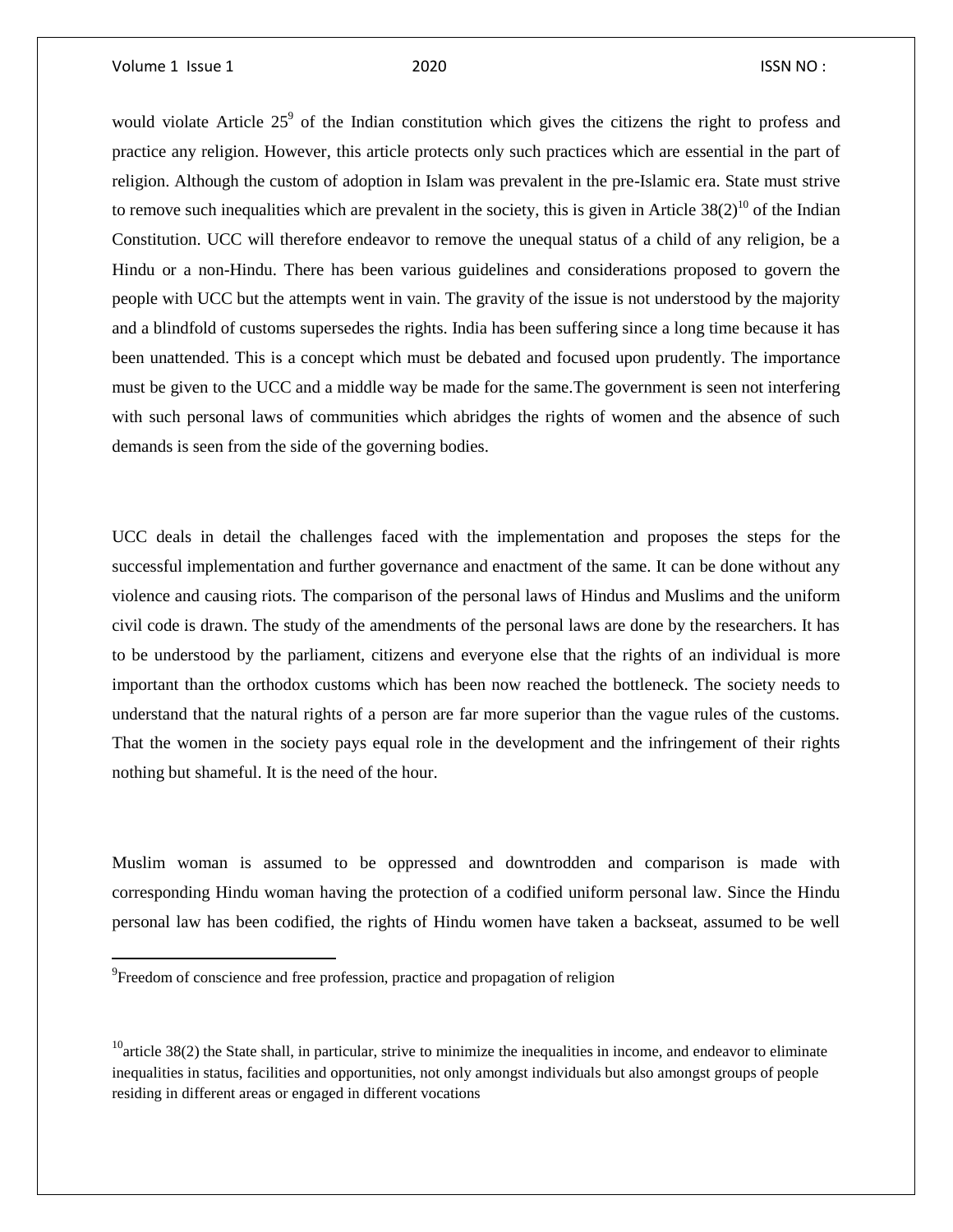would violate Article 25[9] of the Indian constitution which gives the citizens the right to profess and practice any religion. However, this article protects only such practices which are essential in the part of religion. Although the custom of adoption in Islam was prevalent in the pre-Islamic era. State must strive to remove such inequalities which are prevalent in the society, this is given in Article 38(2)[10] of the Indian Constitution. UCC will therefore endeavor to remove the unequal status of a child of any religion, be a Hindu or a non-Hindu. There has been various guidelines and considerations proposed to govern the people with UCC but the attempts went in vain. The gravity of the issue is not understood by the majority and a blindfold of customs supersedes the rights. India has been suffering since a long time because it has been unattended. This is a concept which must be debated and focused upon prudently. The importance must be given to the UCC and a middle way be made for the same.The government is seen not interfering with such personal laws of communities which abridges the rights of women and the absence of such demands is seen from the side of the governing bodies.

UCC deals in detail the challenges faced with the implementation and proposes the steps for the successful implementation and further governance and enactment of the same. It can be done without any violence and causing riots. The comparison of the personal laws of Hindus and Muslims and the uniform civil code is drawn. The study of the amendments of the personal laws are done by the researchers. It has to be understood by the parliament, citizens and everyone else that the rights of an individual is more important than the orthodox customs which has been now reached the bottleneck. The society needs to understand that the natural rights of a person are far more superior than the vague rules of the customs. That the women in the society pays equal role in the development and the infringement of their rights nothing but shameful. It is the need of the hour.

Muslim woman is assumed to be oppressed and downtrodden and comparison is made with corresponding Hindu woman having the protection of a codified uniform personal law. Since the Hindu personal law has been codified, the rights of Hindu women have taken a backseat, assumed to be well

---

[9]Freedom of conscience and free profession, practice and propagation of religion

[10]article 38(2) the State shall, in particular, strive to minimize the inequalities in income, and endeavor to eliminate inequalities in status, facilities and opportunities, not only amongst individuals but also amongst groups of people residing in different areas or engaged in different vocations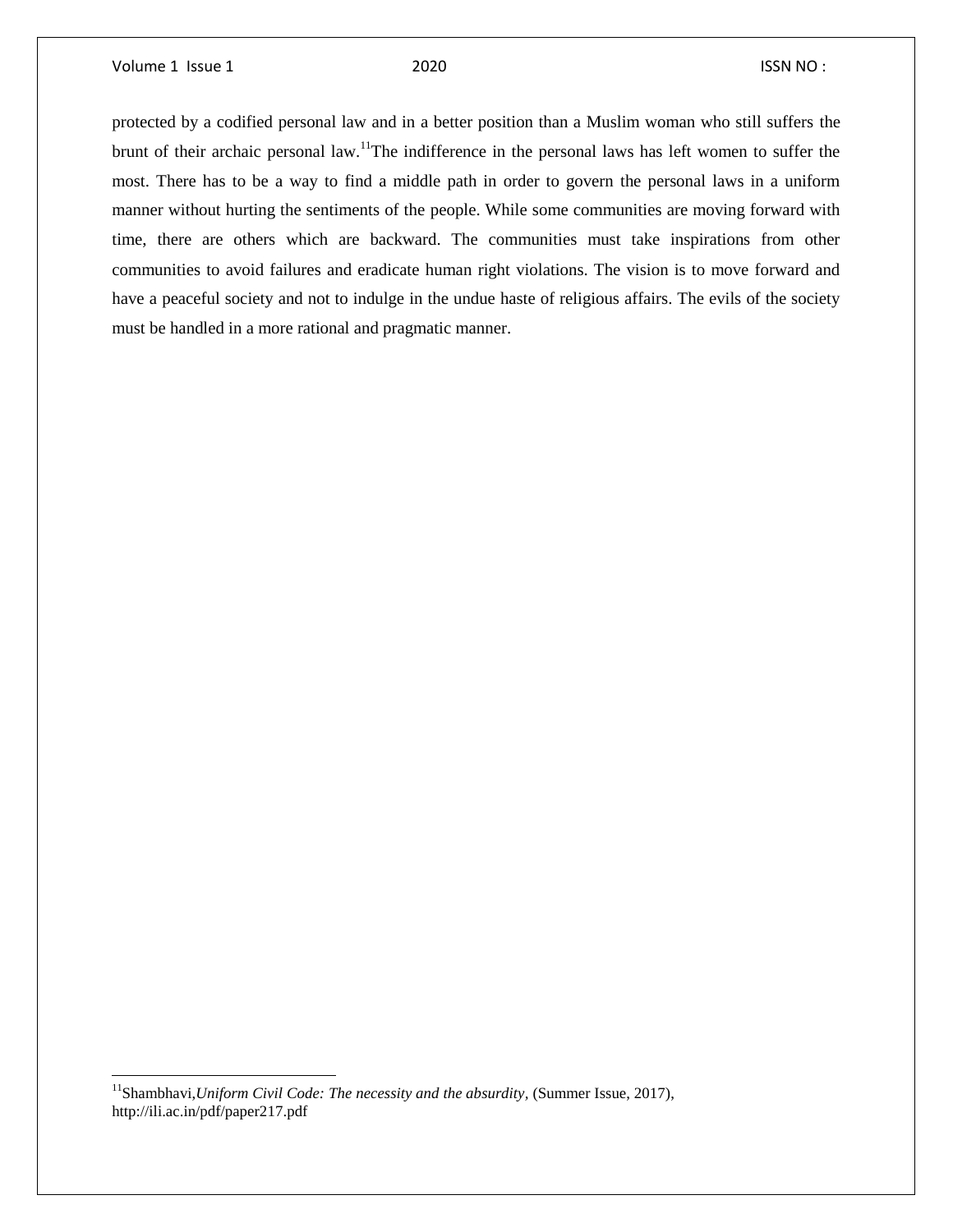protected by a codified personal law and in a better position than a Muslim woman who still suffers the brunt of their archaic personal law.[11] The indifference in the personal laws has left women to suffer the most. There has to be a way to find a middle path in order to govern the personal laws in a uniform manner without hurting the sentiments of the people. While some communities are moving forward with time, there are others which are backward. The communities must take inspirations from other communities to avoid failures and eradicate human right violations. The vision is to move forward and have a peaceful society and not to indulge in the undue haste of religious affairs. The evils of the society must be handled in a more rational and pragmatic manner.

---

[11] Shambhavi, *Uniform Civil Code: The necessity and the absurdity*, (Summer Issue, 2017), http://ili.ac.in/pdf/paper217.pdf